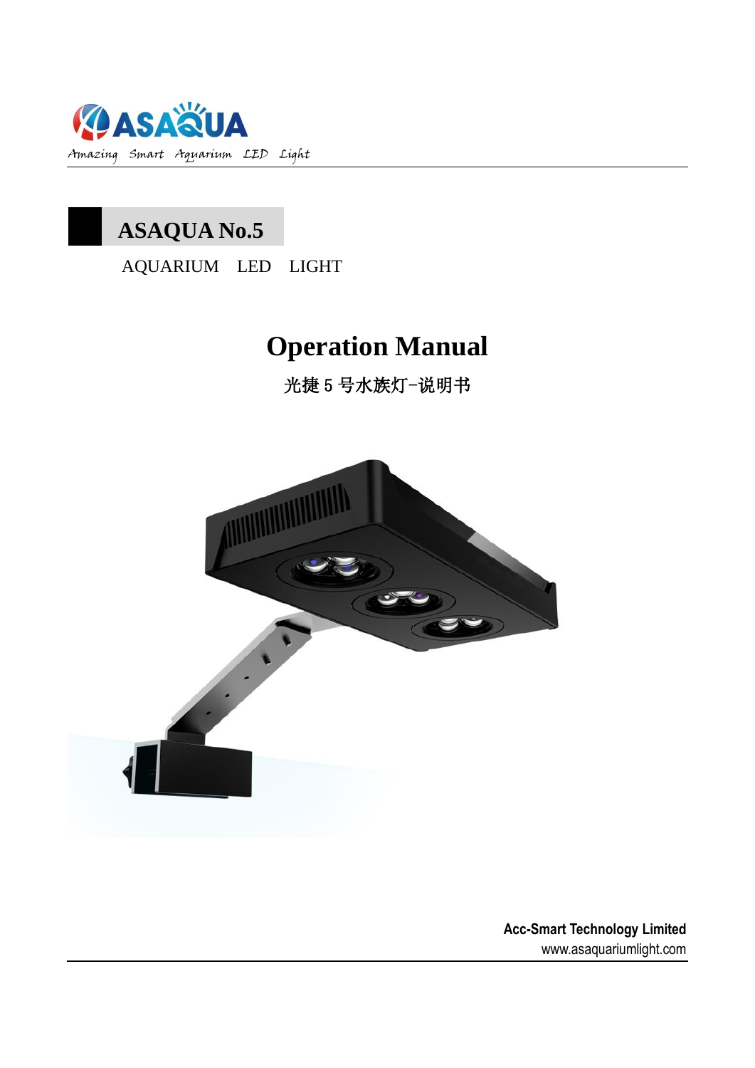ASAQUA

Amazing Smart Aquarium LED Light

# ASAQUA No.5

AQUARIUM LED LIGHT

# Operation Manual

光捷 5 号水族灯-说明书

**Acc-Smart Technology Limited**

www.asaquariumlight.com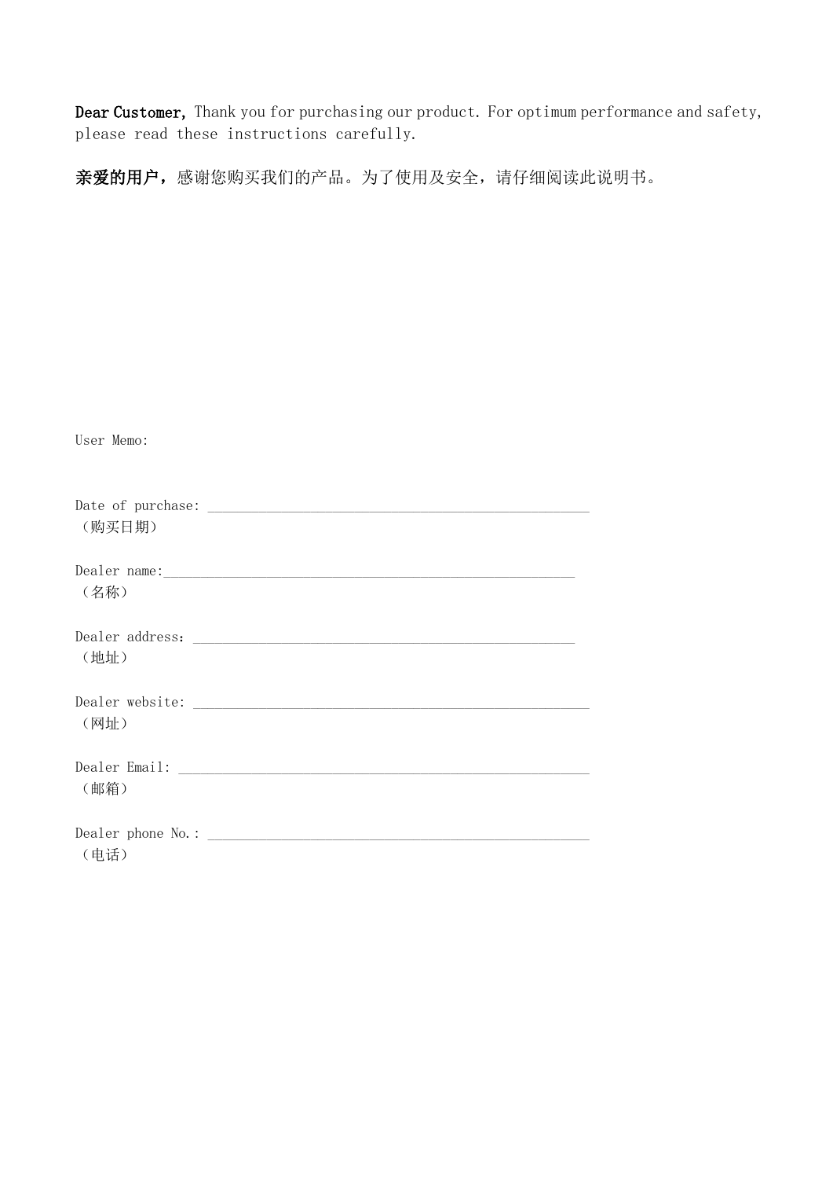**Dear Customer,** Thank you for purchasing our product. For optimum performance and safety, please read these instructions carefully.

**亲爱的用户，**感谢您购买我们的产品。为了使用及安全，请仔细阅读此说明书。

User Memo:

Date of purchase: ______________________________________________________
（购买日期）

Dealer name:__________________________________________________________
（名称）

Dealer address：______________________________________________________
（地址）

Dealer website: ________________________________________________________
（网址）

Dealer Email: _________________________________________________________
（邮箱）

Dealer phone No.: ______________________________________________________
（电话）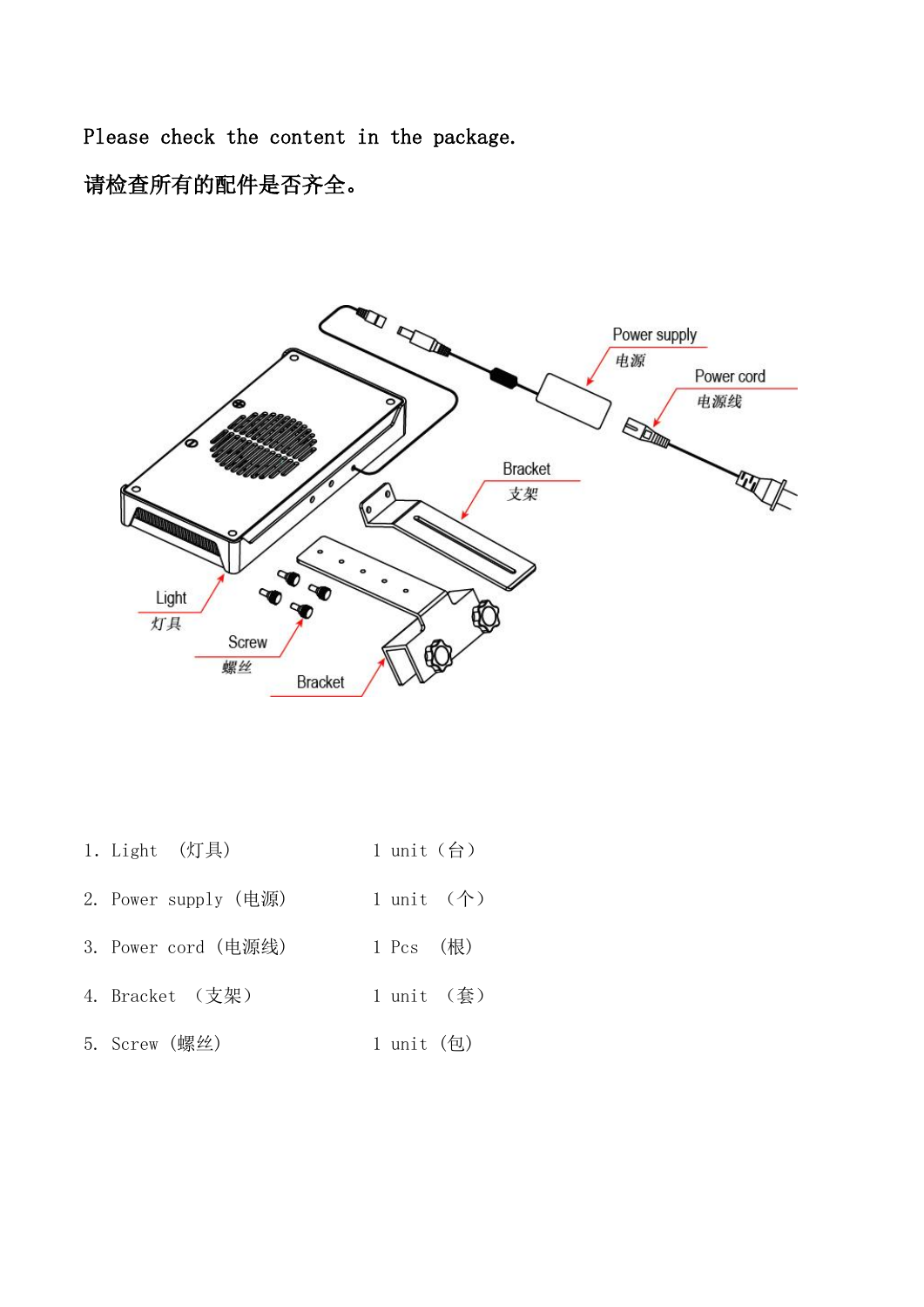Please check the content in the package.

请检查所有的配件是否齐全。

1. Light （灯具） 1 unit（台）

2. Power supply（电源） 1 unit （个）

3. Power cord（电源线） 1 Pcs （根）

4. Bracket （支架） 1 unit （套）

5. Screw（螺丝） 1 unit（包）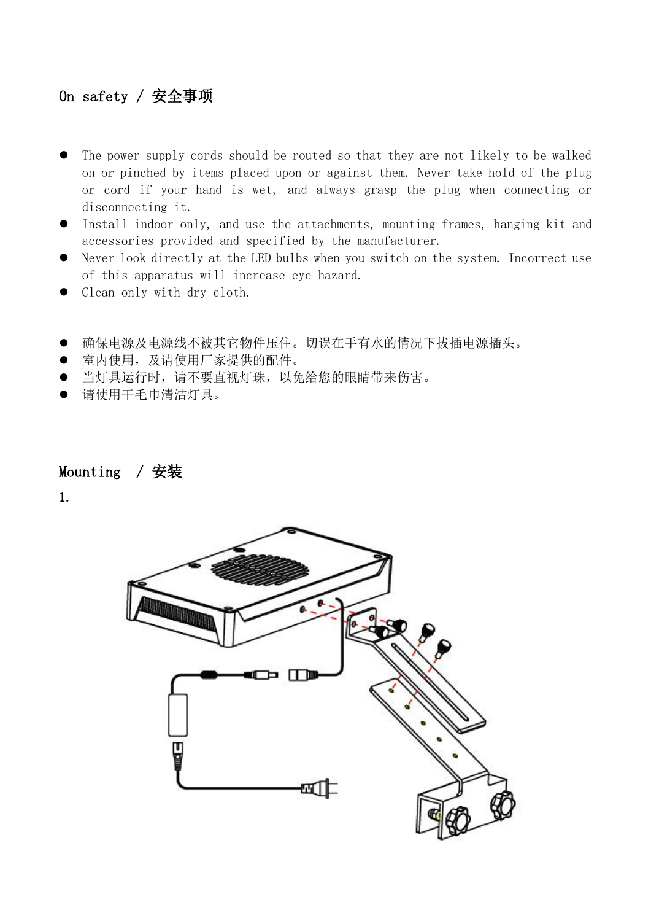## On safety / 安全事项

- The power supply cords should be routed so that they are not likely to be walked on or pinched by items placed upon or against them. Never take hold of the plug or cord if your hand is wet, and always grasp the plug when connecting or disconnecting it.
- Install indoor only, and use the attachments, mounting frames, hanging kit and accessories provided and specified by the manufacturer.
- Never look directly at the LED bulbs when you switch on the system. Incorrect use of this apparatus will increase eye hazard.
- Clean only with dry cloth.

- 确保电源及电源线不被其它物件压住。切误在手有水的情况下拔插电源插头。
- 室内使用，及请使用厂家提供的配件。
- 当灯具运行时，请不要直视灯珠，以免给您的眼睛带来伤害。
- 请使用干毛巾清洁灯具。

## Mounting / 安装

1.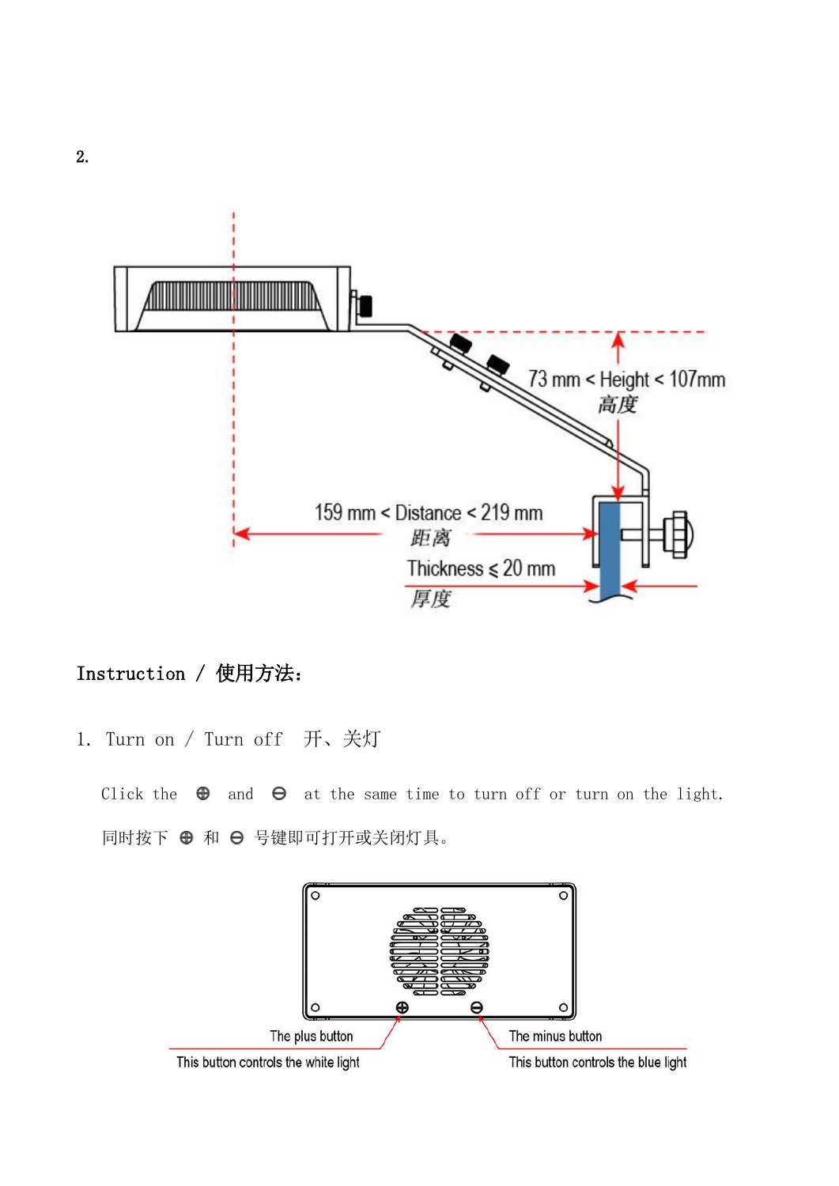2.

73 mm < Height < 107mm
高度

159 mm < Distance < 219 mm
距离

Thickness ≤ 20 mm
厚度

## Instruction / 使用方法：

1. Turn on / Turn off　开、关灯

Click the ⊕ and ⊖ at the same time to turn off or turn on the light.

同时按下 ⊕ 和 ⊖ 号键即可打开或关闭灯具。

The plus button
This button controls the white light

The minus button
This button controls the blue light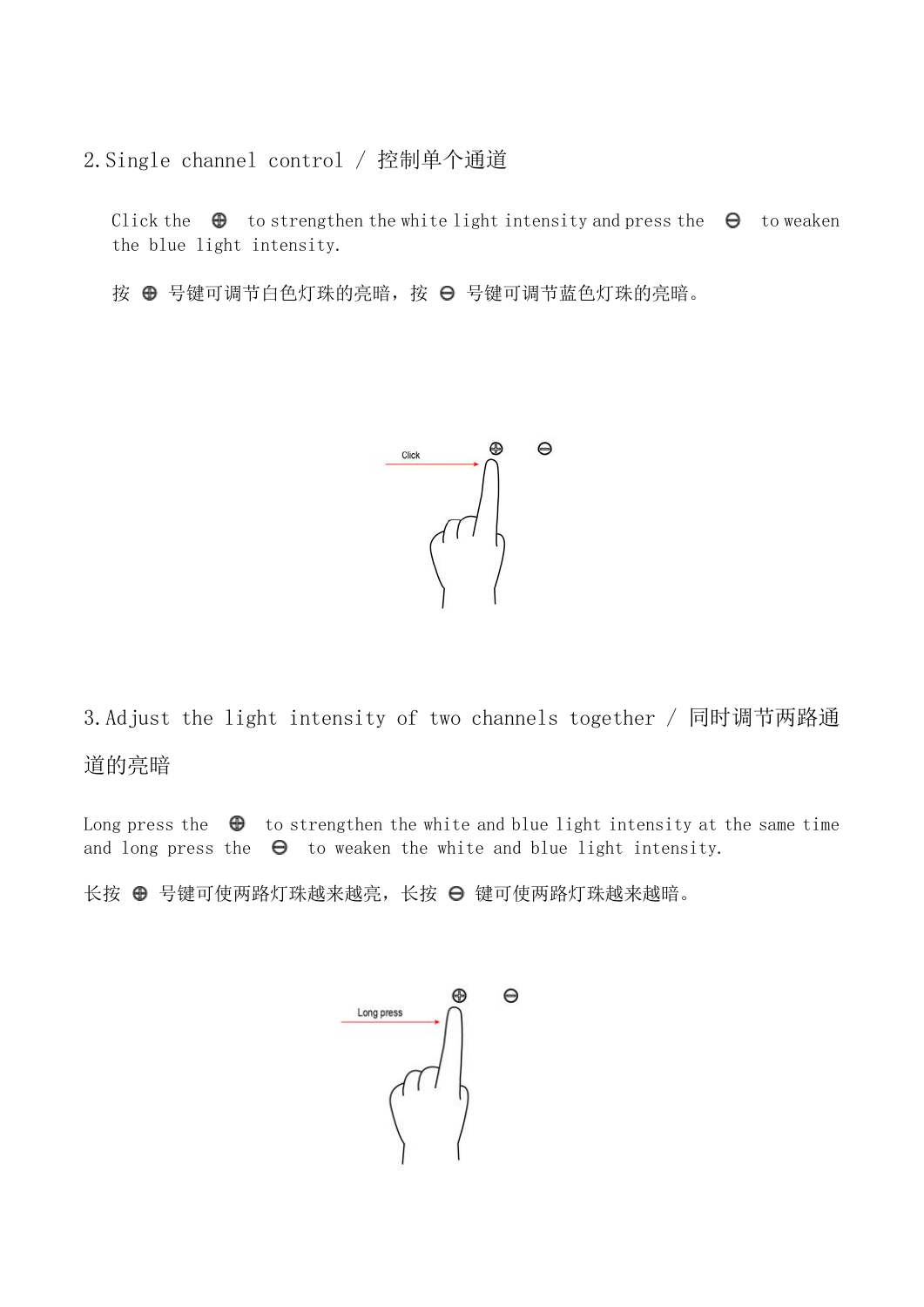## 2.Single channel control / 控制单个通道

Click the ⊕ to strengthen the white light intensity and press the ⊖ to weaken the blue light intensity.

按 ⊕ 号键可调节白色灯珠的亮暗，按 ⊖ 号键可调节蓝色灯珠的亮暗。

Click

⊕ ⊖

## 3.Adjust the light intensity of two channels together / 同时调节两路通道的亮暗

Long press the ⊕ to strengthen the white and blue light intensity at the same time and long press the ⊖ to weaken the white and blue light intensity.

长按 ⊕ 号键可使两路灯珠越来越亮，长按 ⊖ 键可使两路灯珠越来越暗。

Long press

⊕ ⊖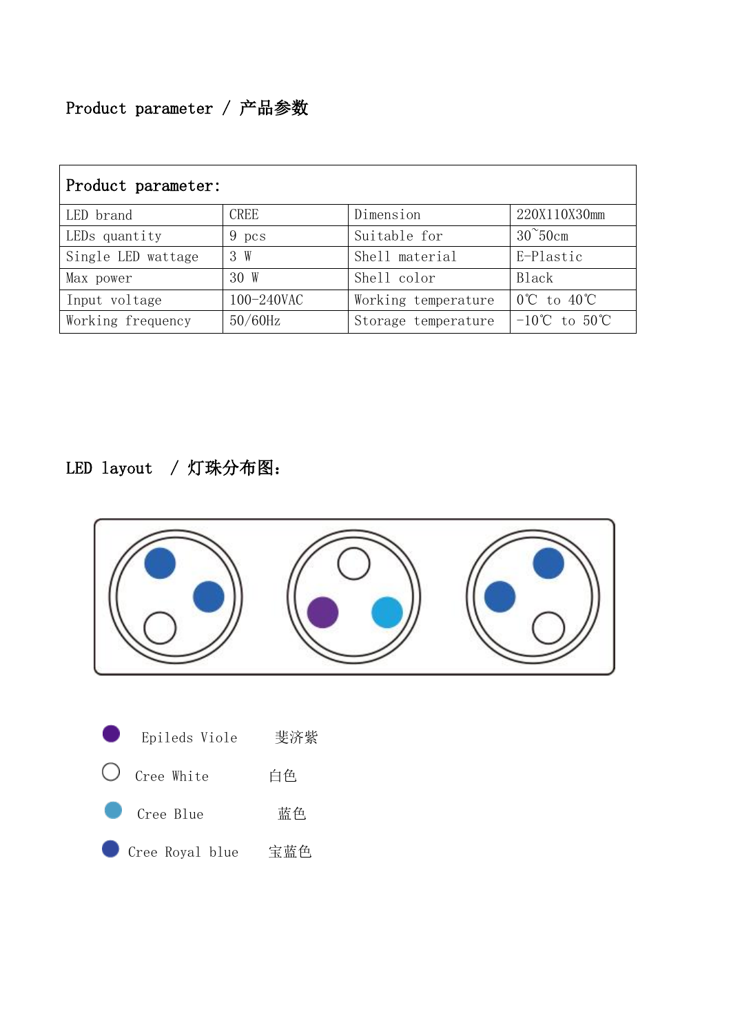## Product parameter / 产品参数

| Product parameter: | | | |
|---|---|---|---|
| LED brand | CREE | Dimension | 220X110X30mm |
| LEDs quantity | 9 pcs | Suitable for | 30~50cm |
| Single LED wattage | 3 W | Shell material | E-Plastic |
| Max power | 30 W | Shell color | Black |
| Input voltage | 100-240VAC | Working temperature | 0℃ to 40℃ |
| Working frequency | 50/60Hz | Storage temperature | -10℃ to 50℃ |

## LED layout / 灯珠分布图:

Epileds Viole 斐济紫

Cree White 白色

Cree Blue 蓝色

Cree Royal blue 宝蓝色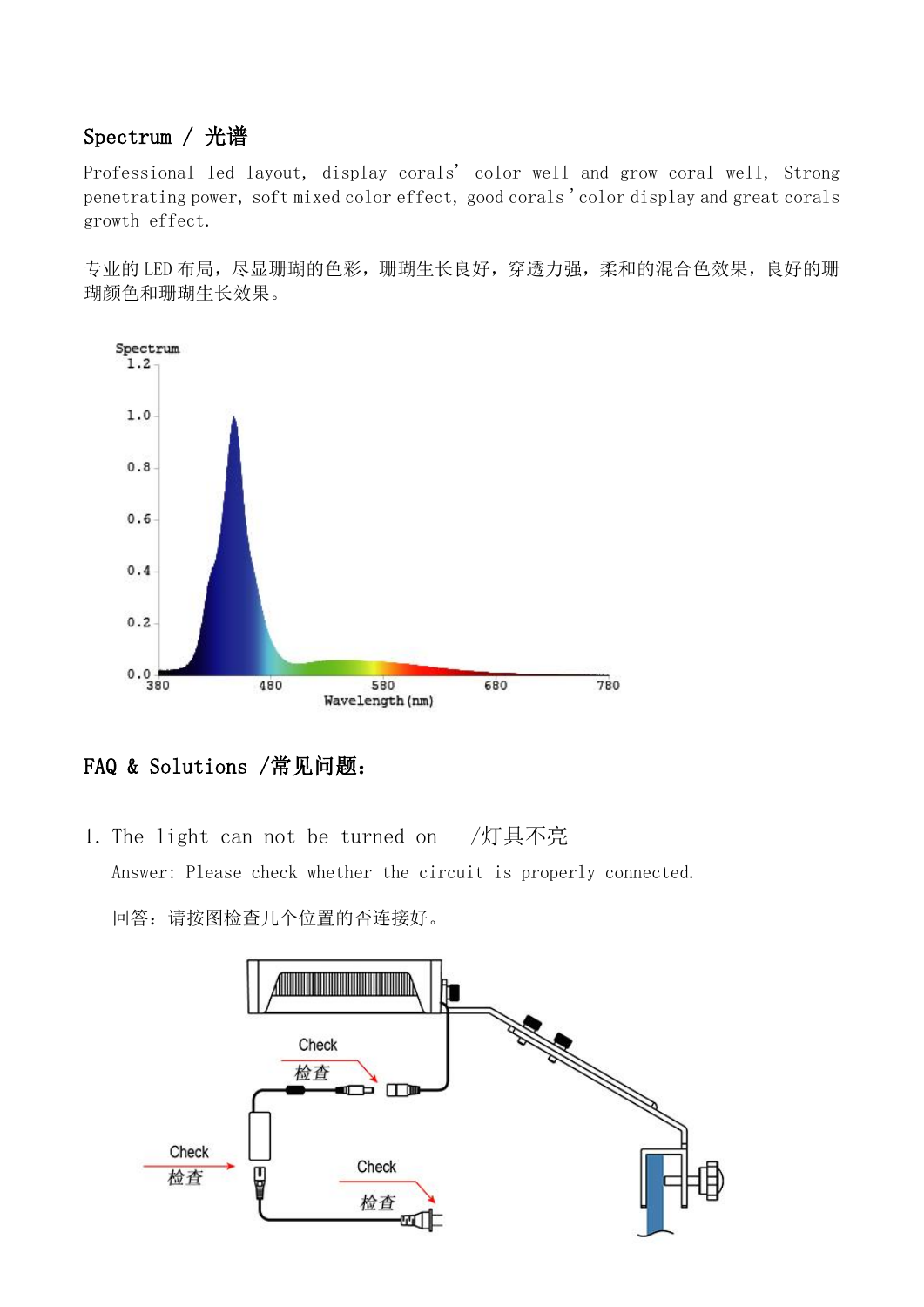## Spectrum / 光谱

Professional led layout, display corals' color well and grow coral well, Strong penetrating power, soft mixed color effect, good corals'color display and great corals growth effect.

专业的 LED 布局，尽显珊瑚的色彩，珊瑚生长良好，穿透力强，柔和的混合色效果，良好的珊瑚颜色和珊瑚生长效果。

## FAQ & Solutions /常见问题：

1. The light can not be turned on /灯具不亮

   Answer: Please check whether the circuit is properly connected.

   回答：请按图检查几个位置的否连接好。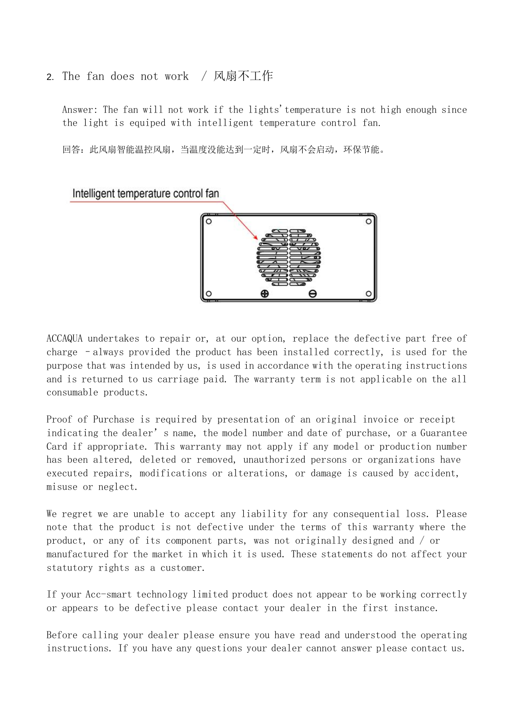## 2. The fan does not work / 风扇不工作

Answer: The fan will not work if the lights'temperature is not high enough since the light is equiped with intelligent temperature control fan.

回答：此风扇智能温控风扇，当温度没能达到一定时，风扇不会启动，环保节能。

Intelligent temperature control fan

ACCAQUA undertakes to repair or, at our option, replace the defective part free of charge – always provided the product has been installed correctly, is used for the purpose that was intended by us, is used in accordance with the operating instructions and is returned to us carriage paid. The warranty term is not applicable on the all consumable products.

Proof of Purchase is required by presentation of an original invoice or receipt indicating the dealer’ s name, the model number and date of purchase, or a Guarantee Card if appropriate. This warranty may not apply if any model or production number has been altered, deleted or removed, unauthorized persons or organizations have executed repairs, modifications or alterations, or damage is caused by accident, misuse or neglect.

We regret we are unable to accept any liability for any consequential loss. Please note that the product is not defective under the terms of this warranty where the product, or any of its component parts, was not originally designed and / or manufactured for the market in which it is used. These statements do not affect your statutory rights as a customer.

If your Acc-smart technology limited product does not appear to be working correctly or appears to be defective please contact your dealer in the first instance.

Before calling your dealer please ensure you have read and understood the operating instructions. If you have any questions your dealer cannot answer please contact us.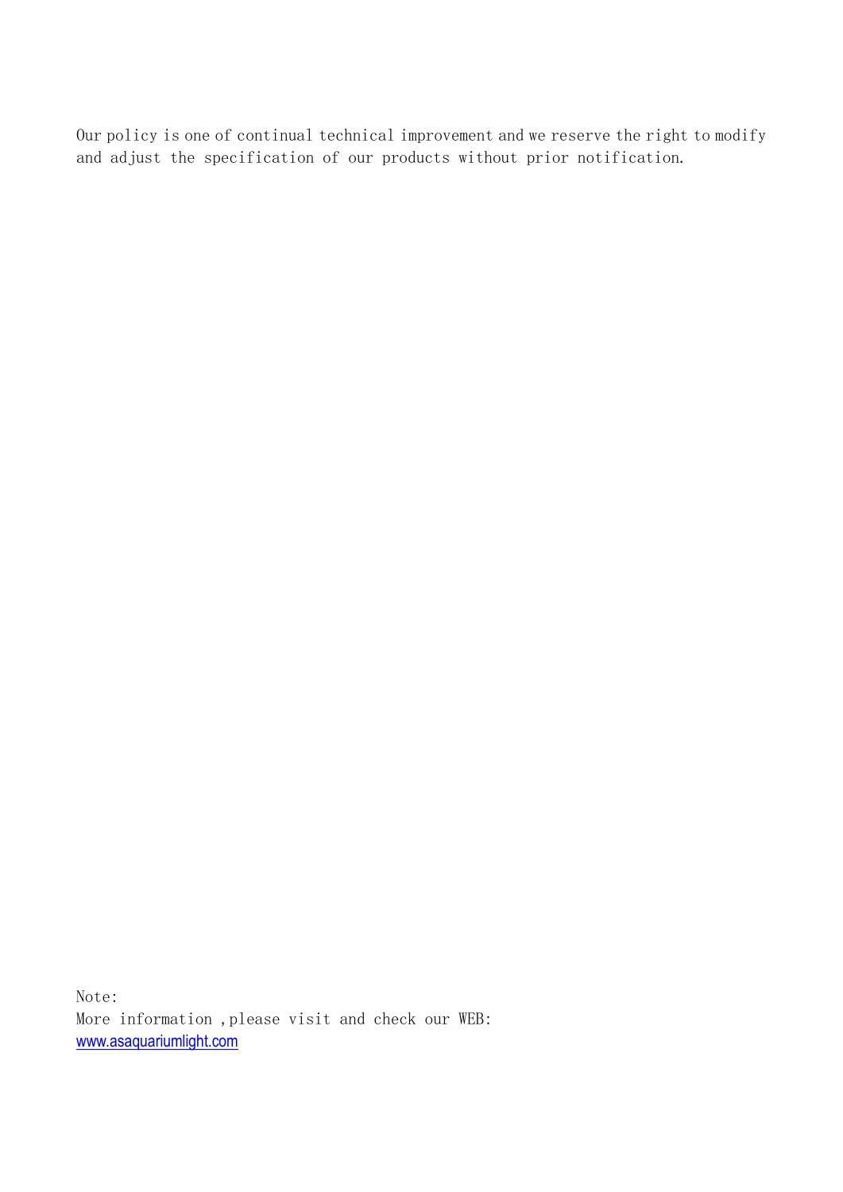Our policy is one of continual technical improvement and we reserve the right to modify and adjust the specification of our products without prior notification.

Note:
More information ,please visit and check our WEB:
www.asaquariumlight.com